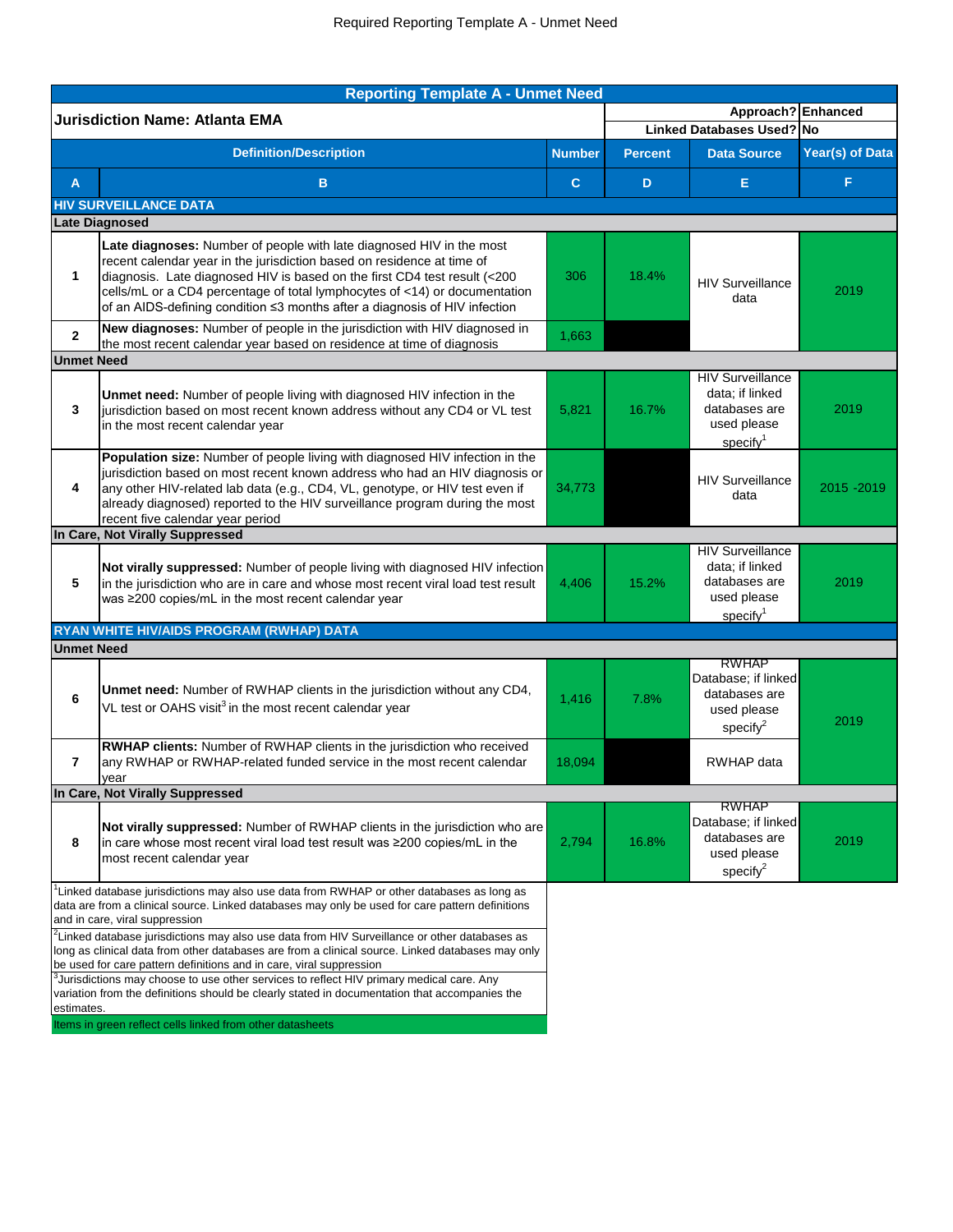# Required Reporting Template A - Unmet Need

| Reporting Template A - Unmet Need | | | | | |
|---|---|---|---|---|---|
| **Jurisdiction Name: Atlanta EMA** | | | | **Approach?** | **Enhanced** |
| | | | | **Linked Databases Used?** | **No** |
| | **Definition/Description** | **Number** | **Percent** | **Data Source** | **Year(s) of Data** |
| **A** | **B** | **C** | **D** | **E** | **F** |
| **HIV SURVEILLANCE DATA** | | | | | |
| **Late Diagnosed** | | | | | |
| **1** | **Late diagnoses:** Number of people with late diagnosed HIV in the most recent calendar year in the jurisdiction based on residence at time of diagnosis. Late diagnosed HIV is based on the first CD4 test result (<200 cells/mL or a CD4 percentage of total lymphocytes of <14) or documentation of an AIDS-defining condition ≤3 months after a diagnosis of HIV infection | 306 | 18.4% | HIV Surveillance data | 2019 |
| **2** | **New diagnoses:** Number of people in the jurisdiction with HIV diagnosed in the most recent calendar year based on residence at time of diagnosis | 1,663 | | | |
| **Unmet Need** | | | | | |
| **3** | **Unmet need:** Number of people living with diagnosed HIV infection in the jurisdiction based on most recent known address without any CD4 or VL test in the most recent calendar year | 5,821 | 16.7% | HIV Surveillance data; if linked databases are used please specify[1] | 2019 |
| **4** | **Population size:** Number of people living with diagnosed HIV infection in the jurisdiction based on most recent known address who had an HIV diagnosis or any other HIV-related lab data (e.g., CD4, VL, genotype, or HIV test even if already diagnosed) reported to the HIV surveillance program during the most recent five calendar year period | 34,773 | | HIV Surveillance data | 2015 -2019 |
| **In Care, Not Virally Suppressed** | | | | | |
| **5** | **Not virally suppressed:** Number of people living with diagnosed HIV infection in the jurisdiction who are in care and whose most recent viral load test result was ≥200 copies/mL in the most recent calendar year | 4,406 | 15.2% | HIV Surveillance data; if linked databases are used please specify[1] | 2019 |
| **RYAN WHITE HIV/AIDS PROGRAM (RWHAP) DATA** | | | | | |
| **Unmet Need** | | | | | |
| **6** | **Unmet need:** Number of RWHAP clients in the jurisdiction without any CD4, VL test or OAHS visit[3] in the most recent calendar year | 1,416 | 7.8% | RWHAP Database; if linked databases are used please specify[2] | 2019 |
| **7** | **RWHAP clients:** Number of RWHAP clients in the jurisdiction who received any RWHAP or RWHAP-related funded service in the most recent calendar year | 18,094 | | RWHAP data | |
| **In Care, Not Virally Suppressed** | | | | | |
| **8** | **Not virally suppressed:** Number of RWHAP clients in the jurisdiction who are in care whose most recent viral load test result was ≥200 copies/mL in the most recent calendar year | 2,794 | 16.8% | RWHAP Database; if linked databases are used please specify[2] | 2019 |

[1]Linked database jurisdictions may also use data from RWHAP or other databases as long as data are from a clinical source. Linked databases may only be used for care pattern definitions and in care, viral suppression

[2]Linked database jurisdictions may also use data from HIV Surveillance or other databases as long as clinical data from other databases are from a clinical source. Linked databases may only be used for care pattern definitions and in care, viral suppression

[3]Jurisdictions may choose to use other services to reflect HIV primary medical care. Any variation from the definitions should be clearly stated in documentation that accompanies the estimates.

Items in green reflect cells linked from other datasheets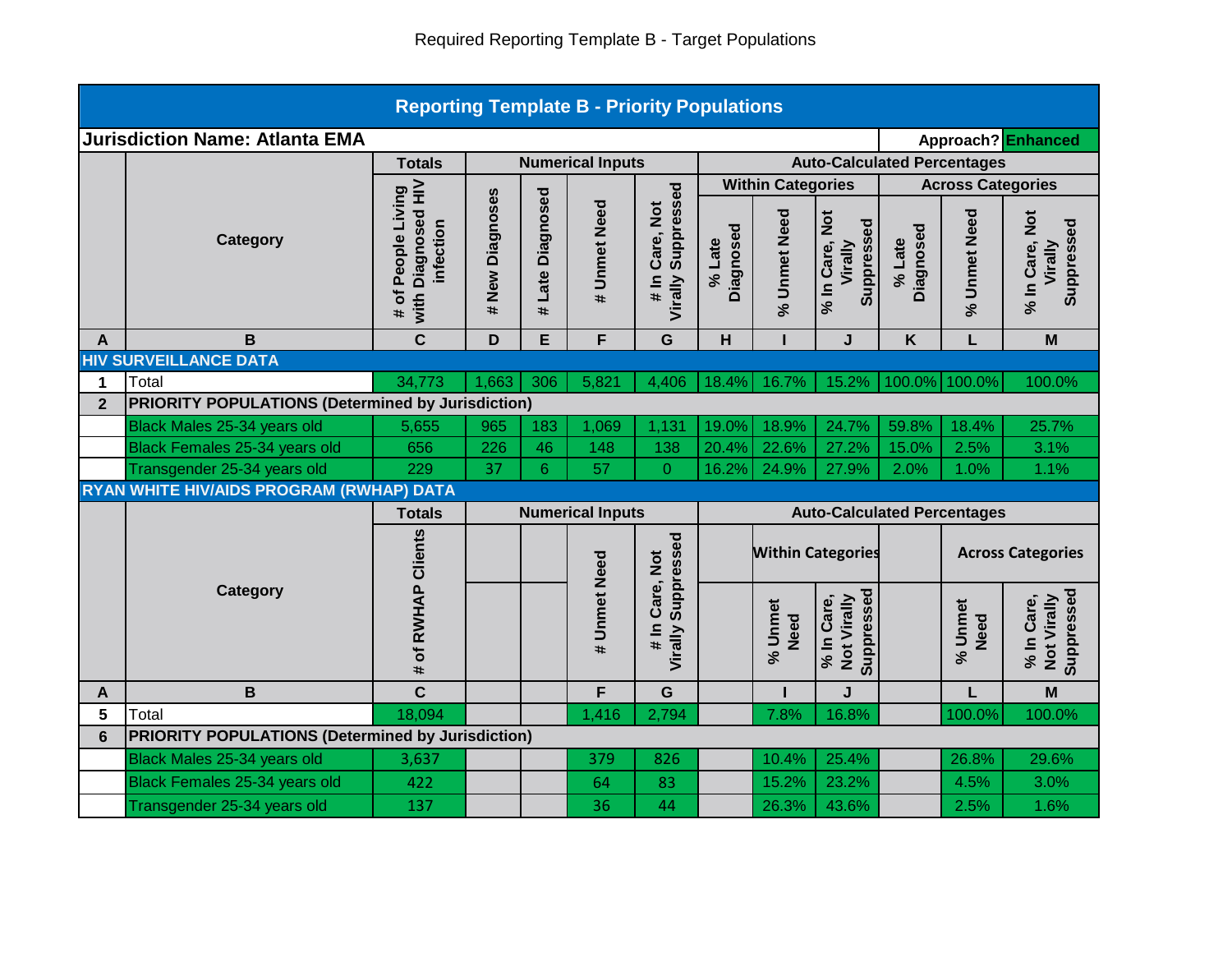Required Reporting Template B - Target Populations

| Reporting Template B - Priority Populations | | | | | | | | | | | | |
|---|---|---|---|---|---|---|---|---|---|---|---|---|
| **Jurisdiction Name: Atlanta EMA** | | | | | | | | | | | **Approach?** | **Enhanced** |
| | **Category** | **Totals** | **Numerical Inputs** | | | | **Auto-Calculated Percentages** | | | | | |
| | | | | | | | **Within Categories** | | | **Across Categories** | | |
| | | **# of People Living with Diagnosed HIV infection** | **# New Diagnoses** | **# Late Diagnosed** | **# Unmet Need** | **# In Care, Not Virally Suppressed** | **% Late Diagnosed** | **% Unmet Need** | **% In Care, Not Virally Suppressed** | **% Late Diagnosed** | **% Unmet Need** | **% In Care, Not Virally Suppressed** |
| **A** | **B** | **C** | **D** | **E** | **F** | **G** | **H** | **I** | **J** | **K** | **L** | **M** |
| **HIV SURVEILLANCE DATA** | | | | | | | | | | | | |
| **1** | Total | 34,773 | 1,663 | 306 | 5,821 | 4,406 | 18.4% | 16.7% | 15.2% | 100.0% | 100.0% | 100.0% |
| **2** | **PRIORITY POPULATIONS (Determined by Jurisdiction)** | | | | | | | | | | | |
| | Black Males 25-34 years old | 5,655 | 965 | 183 | 1,069 | 1,131 | 19.0% | 18.9% | 24.7% | 59.8% | 18.4% | 25.7% |
| | Black Females 25-34 years old | 656 | 226 | 46 | 148 | 138 | 20.4% | 22.6% | 27.2% | 15.0% | 2.5% | 3.1% |
| | Transgender 25-34 years old | 229 | 37 | 6 | 57 | 0 | 16.2% | 24.9% | 27.9% | 2.0% | 1.0% | 1.1% |
| **RYAN WHITE HIV/AIDS PROGRAM (RWHAP) DATA** | | | | | | | | | | | | |
| | **Category** | **Totals** | **Numerical Inputs** | | | | **Auto-Calculated Percentages** | | | | | |
| | | | | | | | | **Within Categories** | | | **Across Categories** | |
| | | **# of RWHAP Clients** | | | **# Unmet Need** | **# In Care, Not Virally Suppressed** | | **% Unmet Need** | **% In Care, Not Virally Suppressed** | | **% Unmet Need** | **% In Care, Not Virally Suppressed** |
| **A** | **B** | **C** | | | **F** | **G** | | **I** | **J** | | **L** | **M** |
| **5** | Total | 18,094 | | | 1,416 | 2,794 | | 7.8% | 16.8% | | 100.0% | 100.0% |
| **6** | **PRIORITY POPULATIONS (Determined by Jurisdiction)** | | | | | | | | | | | |
| | Black Males 25-34 years old | 3,637 | | | 379 | 826 | | 10.4% | 25.4% | | 26.8% | 29.6% |
| | Black Females 25-34 years old | 422 | | | 64 | 83 | | 15.2% | 23.2% | | 4.5% | 3.0% |
| | Transgender 25-34 years old | 137 | | | 36 | 44 | | 26.3% | 43.6% | | 2.5% | 1.6% |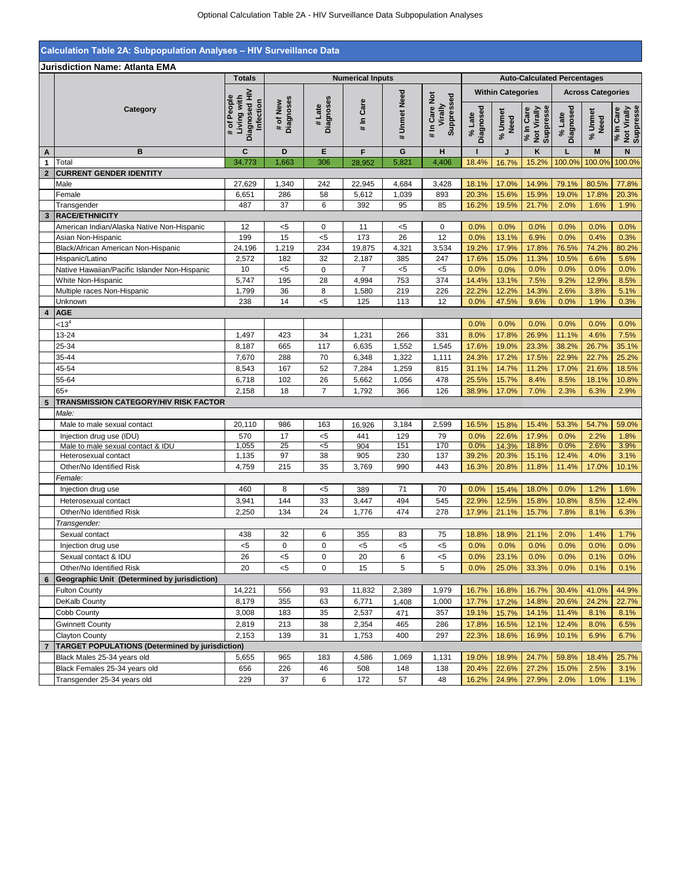# Calculation Table 2A: Subpopulation Analyses – HIV Surveillance Data

**Jurisdiction Name: Atlanta EMA**

| | | Totals | Numerical Inputs | | | | | Auto-Calculated Percentages | | | | | |
|---|---|---|---|---|---|---|---|---|---|---|---|---|---|
| | | | | | | | | Within Categories | | | Across Categories | | |
| | Category | # of People Living with Diagnosed HIV Infection | # of New Diagnoses | # Late Diagnoses | # In Care | # Unmet Need | # In Care Not Virally Suppressed | % Late Diagnosed | % Unmet Need | % In Care Not Virally Suppresse | % Late Diagnosed | % Unmet Need | % In Care Not Virally Suppresse |
| A | B | C | D | E | F | G | H | I | J | K | L | M | N |
| 1 | Total | 34,773 | 1,663 | 306 | 28,952 | 5,821 | 4,406 | 18.4% | 16.7% | 15.2% | 100.0% | 100.0% | 100.0% |
| 2 | **CURRENT GENDER IDENTITY** | | | | | | | | | | | | |
| | Male | 27,629 | 1,340 | 242 | 22,945 | 4,684 | 3,428 | 18.1% | 17.0% | 14.9% | 79.1% | 80.5% | 77.8% |
| | Female | 6,651 | 286 | 58 | 5,612 | 1,039 | 893 | 20.3% | 15.6% | 15.9% | 19.0% | 17.8% | 20.3% |
| | Transgender | 487 | 37 | 6 | 392 | 95 | 85 | 16.2% | 19.5% | 21.7% | 2.0% | 1.6% | 1.9% |
| 3 | **RACE/ETHNICITY** | | | | | | | | | | | | |
| | American Indian/Alaska Native Non-Hispanic | 12 | <5 | 0 | 11 | <5 | 0 | 0.0% | 0.0% | 0.0% | 0.0% | 0.0% | 0.0% |
| | Asian Non-Hispanic | 199 | 15 | <5 | 173 | 26 | 12 | 0.0% | 13.1% | 6.9% | 0.0% | 0.4% | 0.3% |
| | Black/African American Non-Hispanic | 24,196 | 1,219 | 234 | 19,875 | 4,321 | 3,534 | 19.2% | 17.9% | 17.8% | 76.5% | 74.2% | 80.2% |
| | Hispanic/Latino | 2,572 | 182 | 32 | 2,187 | 385 | 247 | 17.6% | 15.0% | 11.3% | 10.5% | 6.6% | 5.6% |
| | Native Hawaiian/Pacific Islander Non-Hispanic | 10 | <5 | 0 | 7 | <5 | <5 | 0.0% | 0.0% | 0.0% | 0.0% | 0.0% | 0.0% |
| | White Non-Hispanic | 5,747 | 195 | 28 | 4,994 | 753 | 374 | 14.4% | 13.1% | 7.5% | 9.2% | 12.9% | 8.5% |
| | Multiple races Non-Hispanic | 1,799 | 36 | 8 | 1,580 | 219 | 226 | 22.2% | 12.2% | 14.3% | 2.6% | 3.8% | 5.1% |
| | Unknown | 238 | 14 | <5 | 125 | 113 | 12 | 0.0% | 47.5% | 9.6% | 0.0% | 1.9% | 0.3% |
| 4 | **AGE** | | | | | | | | | | | | |
| | <13[4] | | | | | | | 0.0% | 0.0% | 0.0% | 0.0% | 0.0% | 0.0% |
| | 13-24 | 1,497 | 423 | 34 | 1,231 | 266 | 331 | 8.0% | 17.8% | 26.9% | 11.1% | 4.6% | 7.5% |
| | 25-34 | 8,187 | 665 | 117 | 6,635 | 1,552 | 1,545 | 17.6% | 19.0% | 23.3% | 38.2% | 26.7% | 35.1% |
| | 35-44 | 7,670 | 288 | 70 | 6,348 | 1,322 | 1,111 | 24.3% | 17.2% | 17.5% | 22.9% | 22.7% | 25.2% |
| | 45-54 | 8,543 | 167 | 52 | 7,284 | 1,259 | 815 | 31.1% | 14.7% | 11.2% | 17.0% | 21.6% | 18.5% |
| | 55-64 | 6,718 | 102 | 26 | 5,662 | 1,056 | 478 | 25.5% | 15.7% | 8.4% | 8.5% | 18.1% | 10.8% |
| | 65+ | 2,158 | 18 | 7 | 1,792 | 366 | 126 | 38.9% | 17.0% | 7.0% | 2.3% | 6.3% | 2.9% |
| 5 | **TRANSMISSION CATEGORY/HIV RISK FACTOR** | | | | | | | | | | | | |
| | *Male:* | | | | | | | | | | | | |
| | Male to male sexual contact | 20,110 | 986 | 163 | 16,926 | 3,184 | 2,599 | 16.5% | 15.8% | 15.4% | 53.3% | 54.7% | 59.0% |
| | Injection drug use (IDU) | 570 | 17 | <5 | 441 | 129 | 79 | 0.0% | 22.6% | 17.9% | 0.0% | 2.2% | 1.8% |
| | Male to male sexual contact & IDU | 1,055 | 25 | <5 | 904 | 151 | 170 | 0.0% | 14.3% | 18.8% | 0.0% | 2.6% | 3.9% |
| | Heterosexual contact | 1,135 | 97 | 38 | 905 | 230 | 137 | 39.2% | 20.3% | 15.1% | 12.4% | 4.0% | 3.1% |
| | Other/No Identified Risk | 4,759 | 215 | 35 | 3,769 | 990 | 443 | 16.3% | 20.8% | 11.8% | 11.4% | 17.0% | 10.1% |
| | *Female:* | | | | | | | | | | | | |
| | Injection drug use | 460 | 8 | <5 | 389 | 71 | 70 | 0.0% | 15.4% | 18.0% | 0.0% | 1.2% | 1.6% |
| | Heterosexual contact | 3,941 | 144 | 33 | 3,447 | 494 | 545 | 22.9% | 12.5% | 15.8% | 10.8% | 8.5% | 12.4% |
| | Other/No Identified Risk | 2,250 | 134 | 24 | 1,776 | 474 | 278 | 17.9% | 21.1% | 15.7% | 7.8% | 8.1% | 6.3% |
| | *Transgender:* | | | | | | | | | | | | |
| | Sexual contact | 438 | 32 | 6 | 355 | 83 | 75 | 18.8% | 18.9% | 21.1% | 2.0% | 1.4% | 1.7% |
| | Injection drug use | <5 | 0 | 0 | <5 | <5 | <5 | 0.0% | 0.0% | 0.0% | 0.0% | 0.0% | 0.0% |
| | Sexual contact & IDU | 26 | <5 | 0 | 20 | 6 | <5 | 0.0% | 23.1% | 0.0% | 0.0% | 0.1% | 0.0% |
| | Other/No Identified Risk | 20 | <5 | 0 | 15 | 5 | 5 | 0.0% | 25.0% | 33.3% | 0.0% | 0.1% | 0.1% |
| 6 | **Geographic Unit (Determined by jurisdiction)** | | | | | | | | | | | | |
| | Fulton County | 14,221 | 556 | 93 | 11,832 | 2,389 | 1,979 | 16.7% | 16.8% | 16.7% | 30.4% | 41.0% | 44.9% |
| | DeKalb County | 8,179 | 355 | 63 | 6,771 | 1,408 | 1,000 | 17.7% | 17.2% | 14.8% | 20.6% | 24.2% | 22.7% |
| | Cobb County | 3,008 | 183 | 35 | 2,537 | 471 | 357 | 19.1% | 15.7% | 14.1% | 11.4% | 8.1% | 8.1% |
| | Gwinnett County | 2,819 | 213 | 38 | 2,354 | 465 | 286 | 17.8% | 16.5% | 12.1% | 12.4% | 8.0% | 6.5% |
| | Clayton County | 2,153 | 139 | 31 | 1,753 | 400 | 297 | 22.3% | 18.6% | 16.9% | 10.1% | 6.9% | 6.7% |
| 7 | **TARGET POPULATIONS (Determined by jurisdiction)** | | | | | | | | | | | | |
| | Black Males 25-34 years old | 5,655 | 965 | 183 | 4,586 | 1,069 | 1,131 | 19.0% | 18.9% | 24.7% | 59.8% | 18.4% | 25.7% |
| | Black Females 25-34 years old | 656 | 226 | 46 | 508 | 148 | 138 | 20.4% | 22.6% | 27.2% | 15.0% | 2.5% | 3.1% |
| | Transgender 25-34 years old | 229 | 37 | 6 | 172 | 57 | 48 | 16.2% | 24.9% | 27.9% | 2.0% | 1.0% | 1.1% |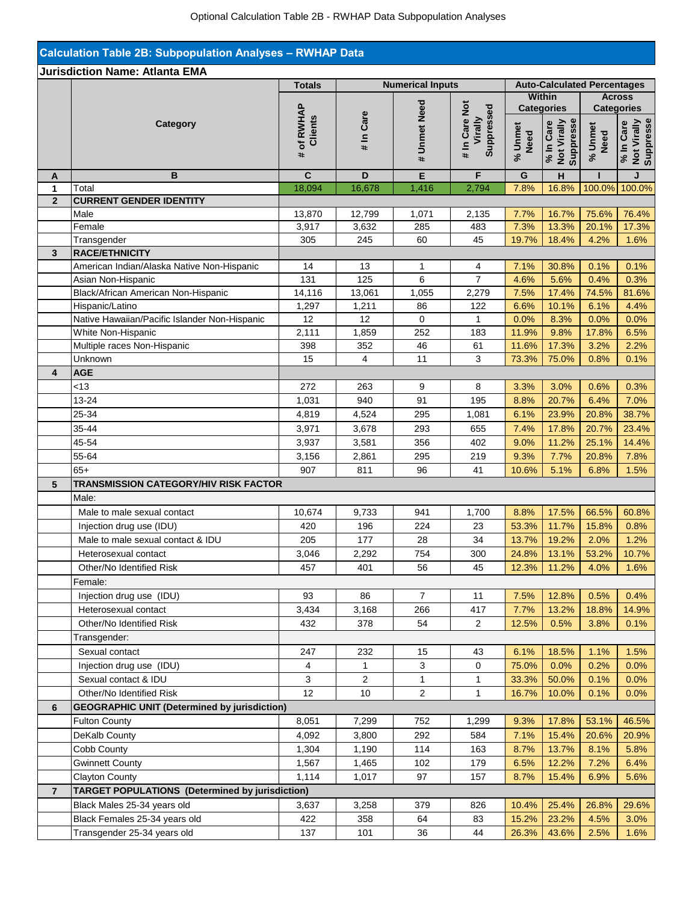Optional Calculation Table 2B - RWHAP Data Subpopulation Analyses

## Calculation Table 2B: Subpopulation Analyses – RWHAP Data

**Jurisdiction Name: Atlanta EMA**

| | Category | Totals | Numerical Inputs | | | Auto-Calculated Percentages | | | |
|---|---|---|---|---|---|---|---|---|---|
| | | | | | | Within Categories | | Across Categories | |
| | | # of RWHAP Clients | # In Care | # Unmet Need | # In Care Not Virally Suppressed | % Unmet Need | % In Care Not Virally Suppresse | % Unmet Need | % In Care Not Virally Suppresse |
| A | B | C | D | E | F | G | H | I | J |
| 1 | Total | 18,094 | 16,678 | 1,416 | 2,794 | 7.8% | 16.8% | 100.0% | 100.0% |
| 2 | **CURRENT GENDER IDENTITY** | | | | | | | | |
| | Male | 13,870 | 12,799 | 1,071 | 2,135 | 7.7% | 16.7% | 75.6% | 76.4% |
| | Female | 3,917 | 3,632 | 285 | 483 | 7.3% | 13.3% | 20.1% | 17.3% |
| | Transgender | 305 | 245 | 60 | 45 | 19.7% | 18.4% | 4.2% | 1.6% |
| 3 | **RACE/ETHNICITY** | | | | | | | | |
| | American Indian/Alaska Native Non-Hispanic | 14 | 13 | 1 | 4 | 7.1% | 30.8% | 0.1% | 0.1% |
| | Asian Non-Hispanic | 131 | 125 | 6 | 7 | 4.6% | 5.6% | 0.4% | 0.3% |
| | Black/African American Non-Hispanic | 14,116 | 13,061 | 1,055 | 2,279 | 7.5% | 17.4% | 74.5% | 81.6% |
| | Hispanic/Latino | 1,297 | 1,211 | 86 | 122 | 6.6% | 10.1% | 6.1% | 4.4% |
| | Native Hawaiian/Pacific Islander Non-Hispanic | 12 | 12 | 0 | 1 | 0.0% | 8.3% | 0.0% | 0.0% |
| | White Non-Hispanic | 2,111 | 1,859 | 252 | 183 | 11.9% | 9.8% | 17.8% | 6.5% |
| | Multiple races Non-Hispanic | 398 | 352 | 46 | 61 | 11.6% | 17.3% | 3.2% | 2.2% |
| | Unknown | 15 | 4 | 11 | 3 | 73.3% | 75.0% | 0.8% | 0.1% |
| 4 | **AGE** | | | | | | | | |
| | <13 | 272 | 263 | 9 | 8 | 3.3% | 3.0% | 0.6% | 0.3% |
| | 13-24 | 1,031 | 940 | 91 | 195 | 8.8% | 20.7% | 6.4% | 7.0% |
| | 25-34 | 4,819 | 4,524 | 295 | 1,081 | 6.1% | 23.9% | 20.8% | 38.7% |
| | 35-44 | 3,971 | 3,678 | 293 | 655 | 7.4% | 17.8% | 20.7% | 23.4% |
| | 45-54 | 3,937 | 3,581 | 356 | 402 | 9.0% | 11.2% | 25.1% | 14.4% |
| | 55-64 | 3,156 | 2,861 | 295 | 219 | 9.3% | 7.7% | 20.8% | 7.8% |
| | 65+ | 907 | 811 | 96 | 41 | 10.6% | 5.1% | 6.8% | 1.5% |
| 5 | **TRANSMISSION CATEGORY/HIV RISK FACTOR** | | | | | | | | |
| | Male: | | | | | | | | |
| | Male to male sexual contact | 10,674 | 9,733 | 941 | 1,700 | 8.8% | 17.5% | 66.5% | 60.8% |
| | Injection drug use (IDU) | 420 | 196 | 224 | 23 | 53.3% | 11.7% | 15.8% | 0.8% |
| | Male to male sexual contact & IDU | 205 | 177 | 28 | 34 | 13.7% | 19.2% | 2.0% | 1.2% |
| | Heterosexual contact | 3,046 | 2,292 | 754 | 300 | 24.8% | 13.1% | 53.2% | 10.7% |
| | Other/No Identified Risk | 457 | 401 | 56 | 45 | 12.3% | 11.2% | 4.0% | 1.6% |
| | Female: | | | | | | | | |
| | Injection drug use (IDU) | 93 | 86 | 7 | 11 | 7.5% | 12.8% | 0.5% | 0.4% |
| | Heterosexual contact | 3,434 | 3,168 | 266 | 417 | 7.7% | 13.2% | 18.8% | 14.9% |
| | Other/No Identified Risk | 432 | 378 | 54 | 2 | 12.5% | 0.5% | 3.8% | 0.1% |
| | Transgender: | | | | | | | | |
| | Sexual contact | 247 | 232 | 15 | 43 | 6.1% | 18.5% | 1.1% | 1.5% |
| | Injection drug use (IDU) | 4 | 1 | 3 | 0 | 75.0% | 0.0% | 0.2% | 0.0% |
| | Sexual contact & IDU | 3 | 2 | 1 | 1 | 33.3% | 50.0% | 0.1% | 0.0% |
| | Other/No Identified Risk | 12 | 10 | 2 | 1 | 16.7% | 10.0% | 0.1% | 0.0% |
| 6 | **GEOGRAPHIC UNIT (Determined by jurisdiction)** | | | | | | | | |
| | Fulton County | 8,051 | 7,299 | 752 | 1,299 | 9.3% | 17.8% | 53.1% | 46.5% |
| | DeKalb County | 4,092 | 3,800 | 292 | 584 | 7.1% | 15.4% | 20.6% | 20.9% |
| | Cobb County | 1,304 | 1,190 | 114 | 163 | 8.7% | 13.7% | 8.1% | 5.8% |
| | Gwinnett County | 1,567 | 1,465 | 102 | 179 | 6.5% | 12.2% | 7.2% | 6.4% |
| | Clayton County | 1,114 | 1,017 | 97 | 157 | 8.7% | 15.4% | 6.9% | 5.6% |
| 7 | **TARGET POPULATIONS (Determined by jurisdiction)** | | | | | | | | |
| | Black Males 25-34 years old | 3,637 | 3,258 | 379 | 826 | 10.4% | 25.4% | 26.8% | 29.6% |
| | Black Females 25-34 years old | 422 | 358 | 64 | 83 | 15.2% | 23.2% | 4.5% | 3.0% |
| | Transgender 25-34 years old | 137 | 101 | 36 | 44 | 26.3% | 43.6% | 2.5% | 1.6% |